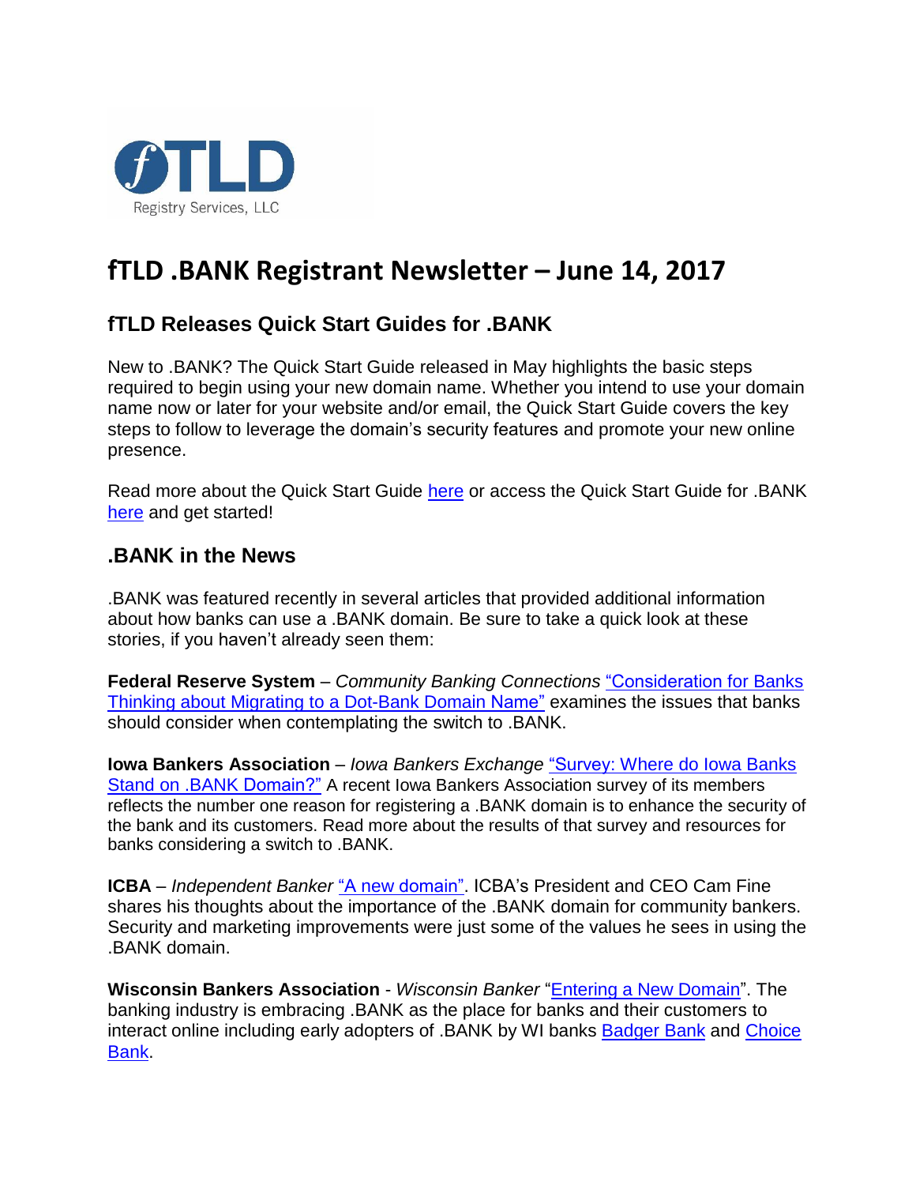fTLD

Registry Services, LLC

# fTLD .BANK Registrant Newsletter – June 14, 2017

## fTLD Releases Quick Start Guides for .BANK

New to .BANK? The Quick Start Guide released in May highlights the basic steps required to begin using your new domain name. Whether you intend to use your domain name now or later for your website and/or email, the Quick Start Guide covers the key steps to follow to leverage the domain's security features and promote your new online presence.

Read more about the Quick Start Guide here or access the Quick Start Guide for .BANK here and get started!

## .BANK in the News

.BANK was featured recently in several articles that provided additional information about how banks can use a .BANK domain. Be sure to take a quick look at these stories, if you haven't already seen them:

**Federal Reserve System** – *Community Banking Connections* "Consideration for Banks Thinking about Migrating to a Dot-Bank Domain Name" examines the issues that banks should consider when contemplating the switch to .BANK.

**Iowa Bankers Association** – *Iowa Bankers Exchange* "Survey: Where do Iowa Banks Stand on .BANK Domain?" A recent Iowa Bankers Association survey of its members reflects the number one reason for registering a .BANK domain is to enhance the security of the bank and its customers. Read more about the results of that survey and resources for banks considering a switch to .BANK.

**ICBA** – *Independent Banker* "A new domain". ICBA's President and CEO Cam Fine shares his thoughts about the importance of the .BANK domain for community bankers. Security and marketing improvements were just some of the values he sees in using the .BANK domain.

**Wisconsin Bankers Association** - *Wisconsin Banker* "Entering a New Domain". The banking industry is embracing .BANK as the place for banks and their customers to interact online including early adopters of .BANK by WI banks Badger Bank and Choice Bank.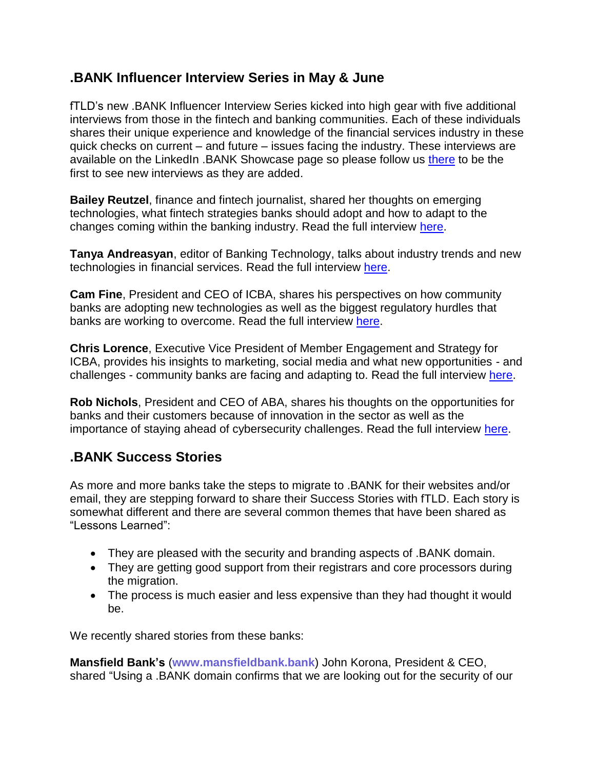## .BANK Influencer Interview Series in May & June

fTLD's new .BANK Influencer Interview Series kicked into high gear with five additional interviews from those in the fintech and banking communities. Each of these individuals shares their unique experience and knowledge of the financial services industry in these quick checks on current – and future – issues facing the industry. These interviews are available on the LinkedIn .BANK Showcase page so please follow us there to be the first to see new interviews as they are added.

**Bailey Reutzel**, finance and fintech journalist, shared her thoughts on emerging technologies, what fintech strategies banks should adopt and how to adapt to the changes coming within the banking industry. Read the full interview here.

**Tanya Andreasyan**, editor of Banking Technology, talks about industry trends and new technologies in financial services. Read the full interview here.

**Cam Fine**, President and CEO of ICBA, shares his perspectives on how community banks are adopting new technologies as well as the biggest regulatory hurdles that banks are working to overcome. Read the full interview here.

**Chris Lorence**, Executive Vice President of Member Engagement and Strategy for ICBA, provides his insights to marketing, social media and what new opportunities - and challenges - community banks are facing and adapting to. Read the full interview here.

**Rob Nichols**, President and CEO of ABA, shares his thoughts on the opportunities for banks and their customers because of innovation in the sector as well as the importance of staying ahead of cybersecurity challenges. Read the full interview here.

## .BANK Success Stories

As more and more banks take the steps to migrate to .BANK for their websites and/or email, they are stepping forward to share their Success Stories with fTLD. Each story is somewhat different and there are several common themes that have been shared as "Lessons Learned":

- They are pleased with the security and branding aspects of .BANK domain.
- They are getting good support from their registrars and core processors during the migration.
- The process is much easier and less expensive than they had thought it would be.

We recently shared stories from these banks:

**Mansfield Bank's** (**www.mansfieldbank.bank**) John Korona, President & CEO, shared "Using a .BANK domain confirms that we are looking out for the security of our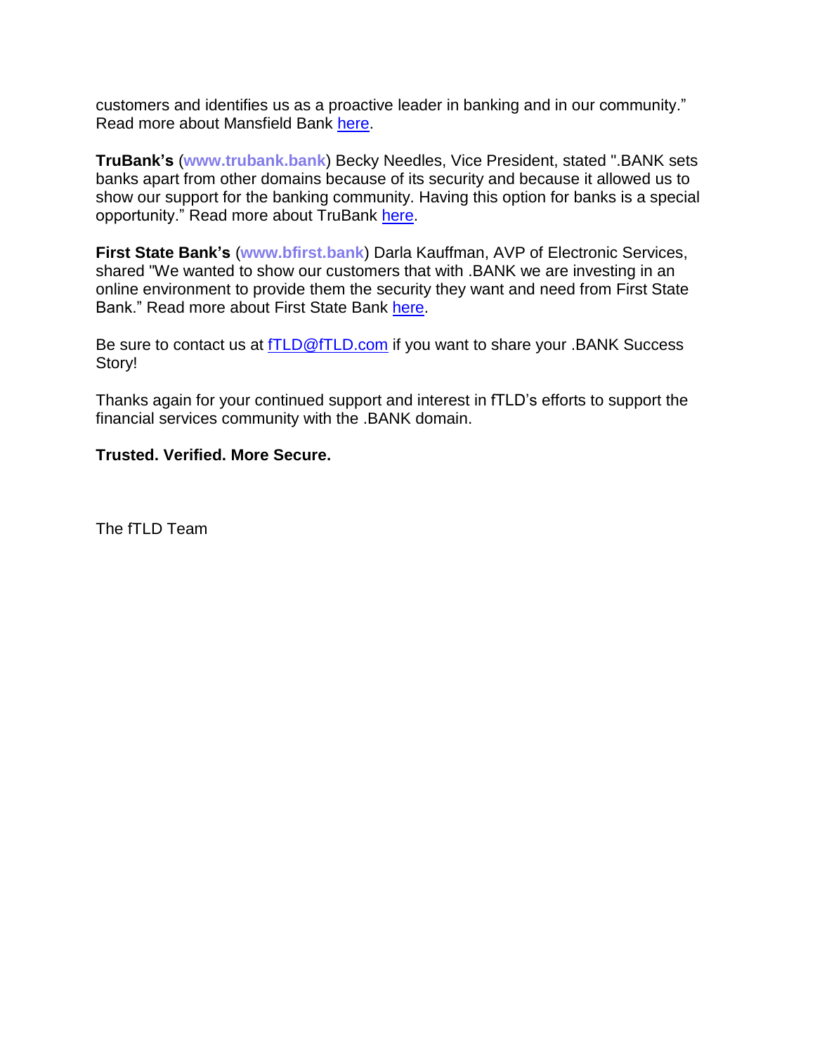customers and identifies us as a proactive leader in banking and in our community." Read more about Mansfield Bank here.

**TruBank's** (**www.trubank.bank**) Becky Needles, Vice President, stated ".BANK sets banks apart from other domains because of its security and because it allowed us to show our support for the banking community. Having this option for banks is a special opportunity." Read more about TruBank here.

**First State Bank's** (**www.bfirst.bank**) Darla Kauffman, AVP of Electronic Services, shared "We wanted to show our customers that with .BANK we are investing in an online environment to provide them the security they want and need from First State Bank." Read more about First State Bank here.

Be sure to contact us at fTLD@fTLD.com if you want to share your .BANK Success Story!

Thanks again for your continued support and interest in fTLD's efforts to support the financial services community with the .BANK domain.

**Trusted. Verified. More Secure.**

The fTLD Team